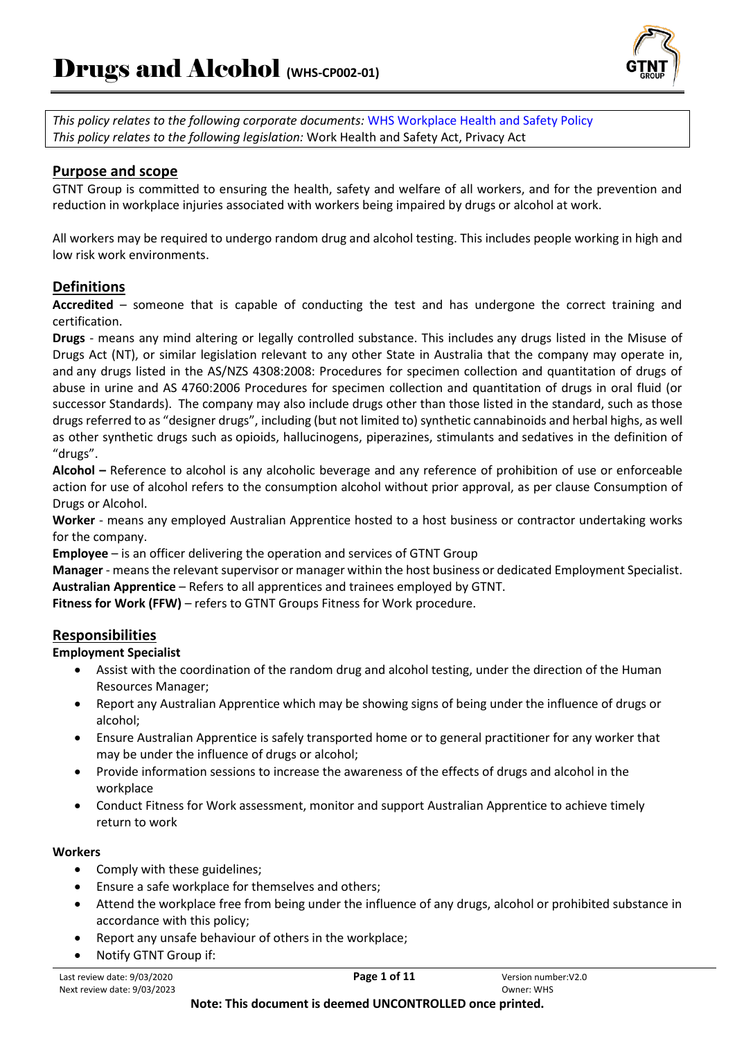# Drugs and Alcohol (WHS-CP002-01)

*This policy relates to the following corporate documents:* WHS Workplace Health and Safety Policy
*This policy relates to the following legislation:* Work Health and Safety Act, Privacy Act

## Purpose and scope

GTNT Group is committed to ensuring the health, safety and welfare of all workers, and for the prevention and reduction in workplace injuries associated with workers being impaired by drugs or alcohol at work.

All workers may be required to undergo random drug and alcohol testing. This includes people working in high and low risk work environments.

## Definitions

**Accredited** – someone that is capable of conducting the test and has undergone the correct training and certification.

**Drugs** - means any mind altering or legally controlled substance. This includes any drugs listed in the Misuse of Drugs Act (NT), or similar legislation relevant to any other State in Australia that the company may operate in, and any drugs listed in the AS/NZS 4308:2008: Procedures for specimen collection and quantitation of drugs of abuse in urine and AS 4760:2006 Procedures for specimen collection and quantitation of drugs in oral fluid (or successor Standards). The company may also include drugs other than those listed in the standard, such as those drugs referred to as "designer drugs", including (but not limited to) synthetic cannabinoids and herbal highs, as well as other synthetic drugs such as opioids, hallucinogens, piperazines, stimulants and sedatives in the definition of "drugs".

**Alcohol –** Reference to alcohol is any alcoholic beverage and any reference of prohibition of use or enforceable action for use of alcohol refers to the consumption alcohol without prior approval, as per clause Consumption of Drugs or Alcohol.

**Worker** - means any employed Australian Apprentice hosted to a host business or contractor undertaking works for the company.

**Employee** – is an officer delivering the operation and services of GTNT Group

**Manager** - means the relevant supervisor or manager within the host business or dedicated Employment Specialist.

**Australian Apprentice** – Refers to all apprentices and trainees employed by GTNT.

**Fitness for Work (FFW)** – refers to GTNT Groups Fitness for Work procedure.

## Responsibilities

### Employment Specialist

- Assist with the coordination of the random drug and alcohol testing, under the direction of the Human Resources Manager;
- Report any Australian Apprentice which may be showing signs of being under the influence of drugs or alcohol;
- Ensure Australian Apprentice is safely transported home or to general practitioner for any worker that may be under the influence of drugs or alcohol;
- Provide information sessions to increase the awareness of the effects of drugs and alcohol in the workplace
- Conduct Fitness for Work assessment, monitor and support Australian Apprentice to achieve timely return to work

### Workers

- Comply with these guidelines;
- Ensure a safe workplace for themselves and others;
- Attend the workplace free from being under the influence of any drugs, alcohol or prohibited substance in accordance with this policy;
- Report any unsafe behaviour of others in the workplace;
- Notify GTNT Group if: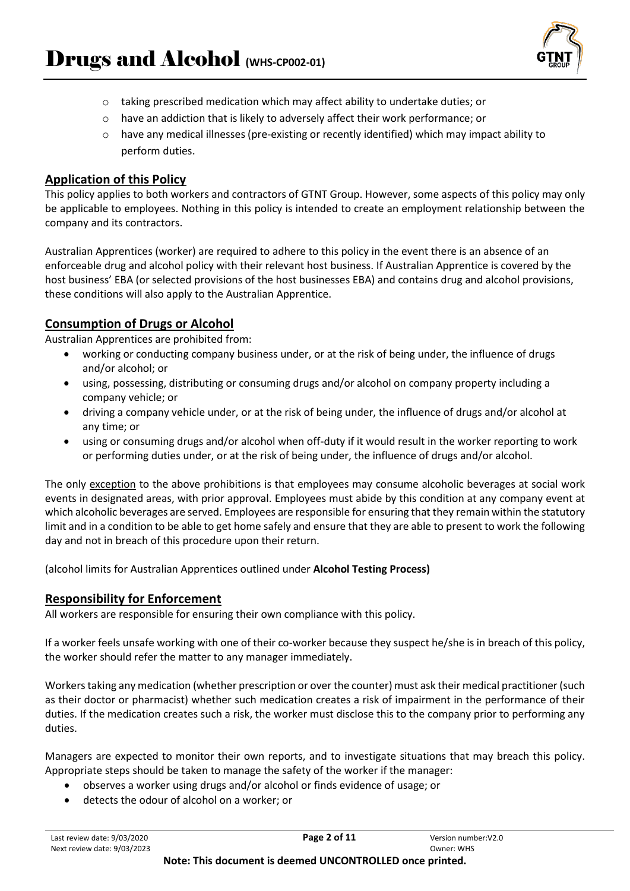- taking prescribed medication which may affect ability to undertake duties; or
- have an addiction that is likely to adversely affect their work performance; or
- have any medical illnesses (pre-existing or recently identified) which may impact ability to perform duties.

## Application of this Policy

This policy applies to both workers and contractors of GTNT Group. However, some aspects of this policy may only be applicable to employees. Nothing in this policy is intended to create an employment relationship between the company and its contractors.

Australian Apprentices (worker) are required to adhere to this policy in the event there is an absence of an enforceable drug and alcohol policy with their relevant host business. If Australian Apprentice is covered by the host business' EBA (or selected provisions of the host businesses EBA) and contains drug and alcohol provisions, these conditions will also apply to the Australian Apprentice.

## Consumption of Drugs or Alcohol

Australian Apprentices are prohibited from:

- working or conducting company business under, or at the risk of being under, the influence of drugs and/or alcohol; or
- using, possessing, distributing or consuming drugs and/or alcohol on company property including a company vehicle; or
- driving a company vehicle under, or at the risk of being under, the influence of drugs and/or alcohol at any time; or
- using or consuming drugs and/or alcohol when off-duty if it would result in the worker reporting to work or performing duties under, or at the risk of being under, the influence of drugs and/or alcohol.

The only exception to the above prohibitions is that employees may consume alcoholic beverages at social work events in designated areas, with prior approval. Employees must abide by this condition at any company event at which alcoholic beverages are served. Employees are responsible for ensuring that they remain within the statutory limit and in a condition to be able to get home safely and ensure that they are able to present to work the following day and not in breach of this procedure upon their return.

(alcohol limits for Australian Apprentices outlined under **Alcohol Testing Process)**

## Responsibility for Enforcement

All workers are responsible for ensuring their own compliance with this policy.

If a worker feels unsafe working with one of their co-worker because they suspect he/she is in breach of this policy, the worker should refer the matter to any manager immediately.

Workers taking any medication (whether prescription or over the counter) must ask their medical practitioner (such as their doctor or pharmacist) whether such medication creates a risk of impairment in the performance of their duties. If the medication creates such a risk, the worker must disclose this to the company prior to performing any duties.

Managers are expected to monitor their own reports, and to investigate situations that may breach this policy. Appropriate steps should be taken to manage the safety of the worker if the manager:

- observes a worker using drugs and/or alcohol or finds evidence of usage; or
- detects the odour of alcohol on a worker; or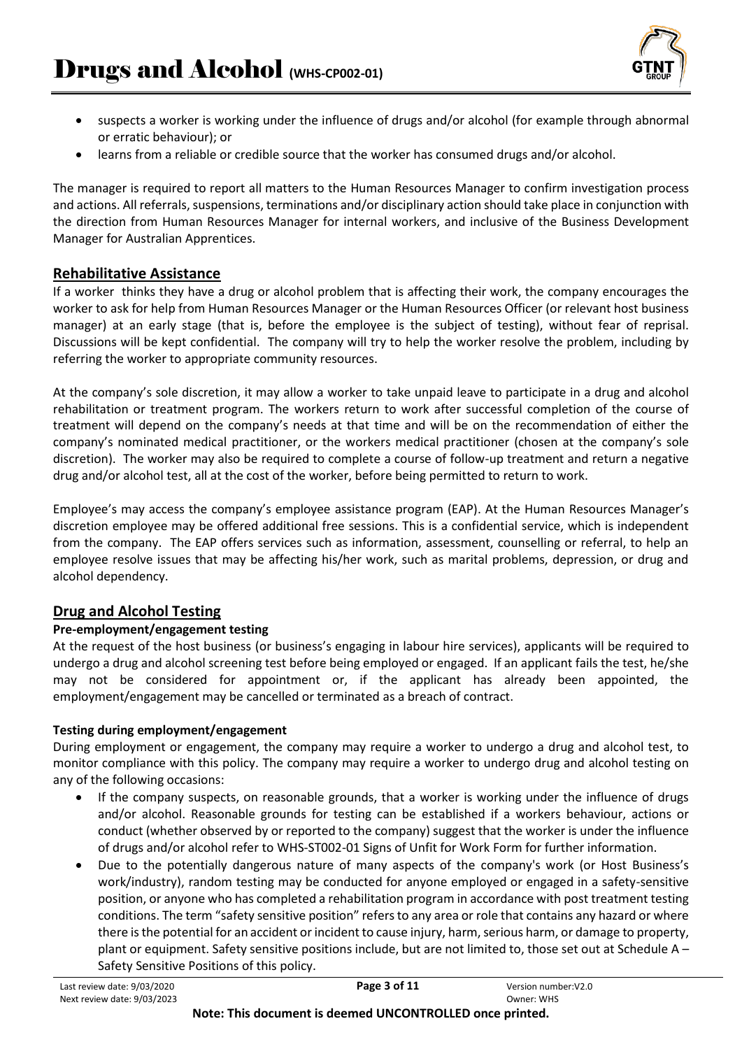- suspects a worker is working under the influence of drugs and/or alcohol (for example through abnormal or erratic behaviour); or
- learns from a reliable or credible source that the worker has consumed drugs and/or alcohol.

The manager is required to report all matters to the Human Resources Manager to confirm investigation process and actions. All referrals, suspensions, terminations and/or disciplinary action should take place in conjunction with the direction from Human Resources Manager for internal workers, and inclusive of the Business Development Manager for Australian Apprentices.

## Rehabilitative Assistance

If a worker thinks they have a drug or alcohol problem that is affecting their work, the company encourages the worker to ask for help from Human Resources Manager or the Human Resources Officer (or relevant host business manager) at an early stage (that is, before the employee is the subject of testing), without fear of reprisal. Discussions will be kept confidential. The company will try to help the worker resolve the problem, including by referring the worker to appropriate community resources.

At the company's sole discretion, it may allow a worker to take unpaid leave to participate in a drug and alcohol rehabilitation or treatment program. The workers return to work after successful completion of the course of treatment will depend on the company's needs at that time and will be on the recommendation of either the company's nominated medical practitioner, or the workers medical practitioner (chosen at the company's sole discretion). The worker may also be required to complete a course of follow-up treatment and return a negative drug and/or alcohol test, all at the cost of the worker, before being permitted to return to work.

Employee's may access the company's employee assistance program (EAP). At the Human Resources Manager's discretion employee may be offered additional free sessions. This is a confidential service, which is independent from the company. The EAP offers services such as information, assessment, counselling or referral, to help an employee resolve issues that may be affecting his/her work, such as marital problems, depression, or drug and alcohol dependency.

## Drug and Alcohol Testing

### Pre-employment/engagement testing

At the request of the host business (or business's engaging in labour hire services), applicants will be required to undergo a drug and alcohol screening test before being employed or engaged. If an applicant fails the test, he/she may not be considered for appointment or, if the applicant has already been appointed, the employment/engagement may be cancelled or terminated as a breach of contract.

### Testing during employment/engagement

During employment or engagement, the company may require a worker to undergo a drug and alcohol test, to monitor compliance with this policy. The company may require a worker to undergo drug and alcohol testing on any of the following occasions:

- If the company suspects, on reasonable grounds, that a worker is working under the influence of drugs and/or alcohol. Reasonable grounds for testing can be established if a workers behaviour, actions or conduct (whether observed by or reported to the company) suggest that the worker is under the influence of drugs and/or alcohol refer to WHS-ST002-01 Signs of Unfit for Work Form for further information.
- Due to the potentially dangerous nature of many aspects of the company's work (or Host Business's work/industry), random testing may be conducted for anyone employed or engaged in a safety-sensitive position, or anyone who has completed a rehabilitation program in accordance with post treatment testing conditions. The term "safety sensitive position" refers to any area or role that contains any hazard or where there is the potential for an accident or incident to cause injury, harm, serious harm, or damage to property, plant or equipment. Safety sensitive positions include, but are not limited to, those set out at Schedule A – Safety Sensitive Positions of this policy.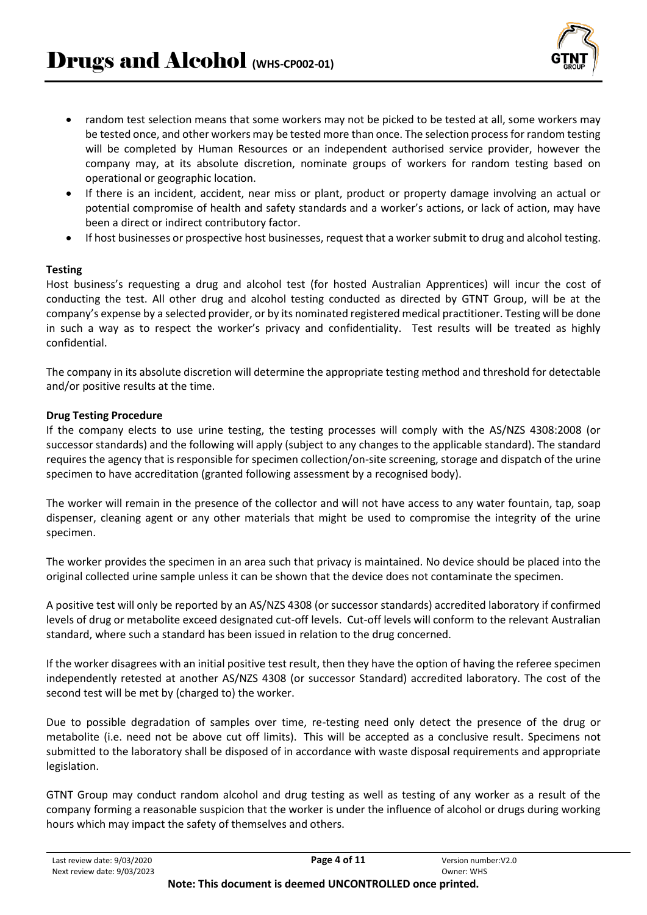- random test selection means that some workers may not be picked to be tested at all, some workers may be tested once, and other workers may be tested more than once. The selection process for random testing will be completed by Human Resources or an independent authorised service provider, however the company may, at its absolute discretion, nominate groups of workers for random testing based on operational or geographic location.
- If there is an incident, accident, near miss or plant, product or property damage involving an actual or potential compromise of health and safety standards and a worker's actions, or lack of action, may have been a direct or indirect contributory factor.
- If host businesses or prospective host businesses, request that a worker submit to drug and alcohol testing.

**Testing**

Host business's requesting a drug and alcohol test (for hosted Australian Apprentices) will incur the cost of conducting the test. All other drug and alcohol testing conducted as directed by GTNT Group, will be at the company's expense by a selected provider, or by its nominated registered medical practitioner. Testing will be done in such a way as to respect the worker's privacy and confidentiality. Test results will be treated as highly confidential.

The company in its absolute discretion will determine the appropriate testing method and threshold for detectable and/or positive results at the time.

**Drug Testing Procedure**

If the company elects to use urine testing, the testing processes will comply with the AS/NZS 4308:2008 (or successor standards) and the following will apply (subject to any changes to the applicable standard). The standard requires the agency that is responsible for specimen collection/on-site screening, storage and dispatch of the urine specimen to have accreditation (granted following assessment by a recognised body).

The worker will remain in the presence of the collector and will not have access to any water fountain, tap, soap dispenser, cleaning agent or any other materials that might be used to compromise the integrity of the urine specimen.

The worker provides the specimen in an area such that privacy is maintained. No device should be placed into the original collected urine sample unless it can be shown that the device does not contaminate the specimen.

A positive test will only be reported by an AS/NZS 4308 (or successor standards) accredited laboratory if confirmed levels of drug or metabolite exceed designated cut-off levels. Cut-off levels will conform to the relevant Australian standard, where such a standard has been issued in relation to the drug concerned.

If the worker disagrees with an initial positive test result, then they have the option of having the referee specimen independently retested at another AS/NZS 4308 (or successor Standard) accredited laboratory. The cost of the second test will be met by (charged to) the worker.

Due to possible degradation of samples over time, re-testing need only detect the presence of the drug or metabolite (i.e. need not be above cut off limits). This will be accepted as a conclusive result. Specimens not submitted to the laboratory shall be disposed of in accordance with waste disposal requirements and appropriate legislation.

GTNT Group may conduct random alcohol and drug testing as well as testing of any worker as a result of the company forming a reasonable suspicion that the worker is under the influence of alcohol or drugs during working hours which may impact the safety of themselves and others.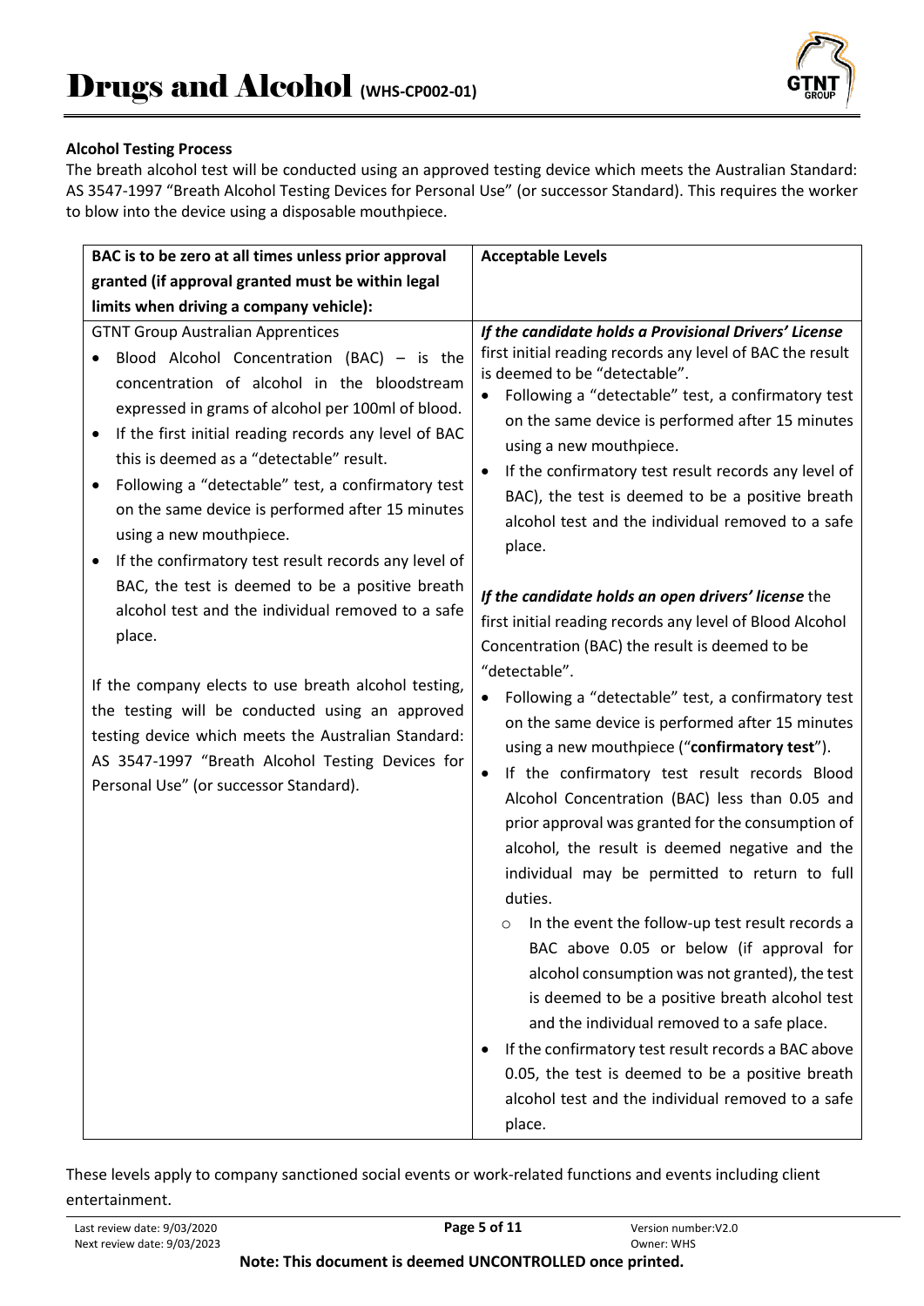**Alcohol Testing Process**

The breath alcohol test will be conducted using an approved testing device which meets the Australian Standard: AS 3547-1997 "Breath Alcohol Testing Devices for Personal Use" (or successor Standard). This requires the worker to blow into the device using a disposable mouthpiece.

| **BAC is to be zero at all times unless prior approval granted (if approval granted must be within legal limits when driving a company vehicle):** | **Acceptable Levels** |
|---|---|
| GTNT Group Australian Apprentices<br>• Blood Alcohol Concentration (BAC) – is the concentration of alcohol in the bloodstream expressed in grams of alcohol per 100ml of blood.<br>• If the first initial reading records any level of BAC this is deemed as a "detectable" result.<br>• Following a "detectable" test, a confirmatory test on the same device is performed after 15 minutes using a new mouthpiece.<br>• If the confirmatory test result records any level of BAC, the test is deemed to be a positive breath alcohol test and the individual removed to a safe place.<br><br>If the company elects to use breath alcohol testing, the testing will be conducted using an approved testing device which meets the Australian Standard: AS 3547-1997 "Breath Alcohol Testing Devices for Personal Use" (or successor Standard). | ***If the candidate holds a Provisional Drivers' License*** first initial reading records any level of BAC the result is deemed to be "detectable".<br>• Following a "detectable" test, a confirmatory test on the same device is performed after 15 minutes using a new mouthpiece.<br>• If the confirmatory test result records any level of BAC), the test is deemed to be a positive breath alcohol test and the individual removed to a safe place.<br><br>***If the candidate holds an open drivers' license*** the first initial reading records any level of Blood Alcohol Concentration (BAC) the result is deemed to be "detectable".<br>• Following a "detectable" test, a confirmatory test on the same device is performed after 15 minutes using a new mouthpiece ("**confirmatory test**").<br>• If the confirmatory test result records Blood Alcohol Concentration (BAC) less than 0.05 and prior approval was granted for the consumption of alcohol, the result is deemed negative and the individual may be permitted to return to full duties.<br>  ○ In the event the follow-up test result records a BAC above 0.05 or below (if approval for alcohol consumption was not granted), the test is deemed to be a positive breath alcohol test and the individual removed to a safe place.<br>• If the confirmatory test result records a BAC above 0.05, the test is deemed to be a positive breath alcohol test and the individual removed to a safe place. |

These levels apply to company sanctioned social events or work-related functions and events including client entertainment.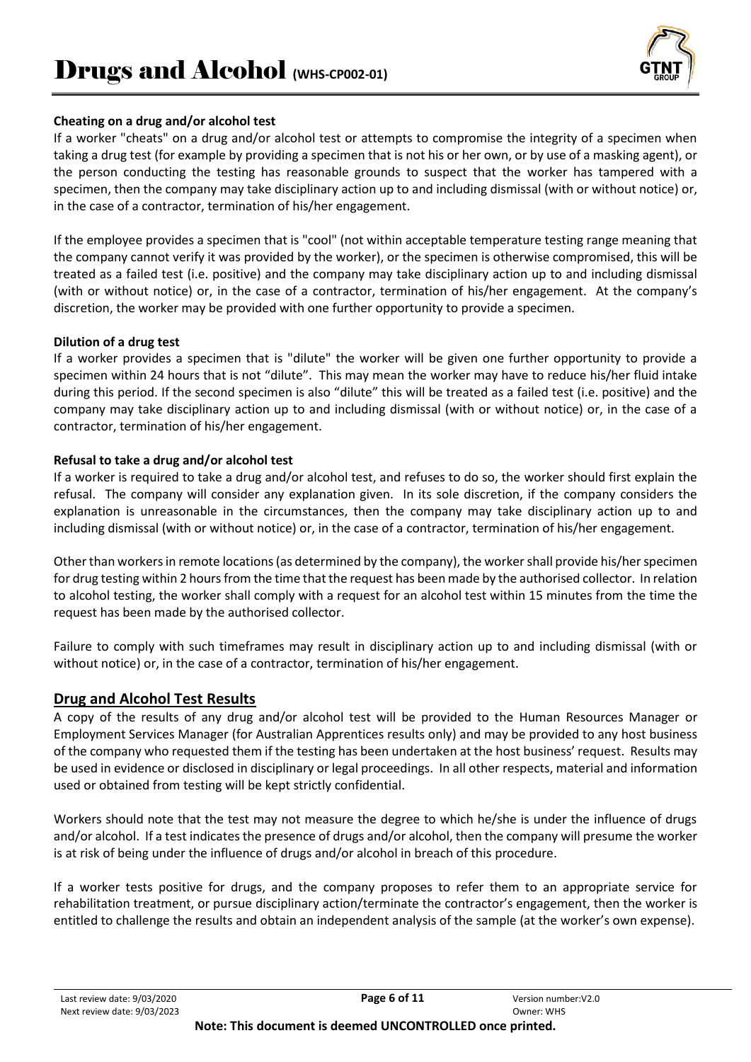#### Cheating on a drug and/or alcohol test

If a worker "cheats" on a drug and/or alcohol test or attempts to compromise the integrity of a specimen when taking a drug test (for example by providing a specimen that is not his or her own, or by use of a masking agent), or the person conducting the testing has reasonable grounds to suspect that the worker has tampered with a specimen, then the company may take disciplinary action up to and including dismissal (with or without notice) or, in the case of a contractor, termination of his/her engagement.

If the employee provides a specimen that is "cool" (not within acceptable temperature testing range meaning that the company cannot verify it was provided by the worker), or the specimen is otherwise compromised, this will be treated as a failed test (i.e. positive) and the company may take disciplinary action up to and including dismissal (with or without notice) or, in the case of a contractor, termination of his/her engagement. At the company's discretion, the worker may be provided with one further opportunity to provide a specimen.

#### Dilution of a drug test

If a worker provides a specimen that is "dilute" the worker will be given one further opportunity to provide a specimen within 24 hours that is not "dilute". This may mean the worker may have to reduce his/her fluid intake during this period. If the second specimen is also "dilute" this will be treated as a failed test (i.e. positive) and the company may take disciplinary action up to and including dismissal (with or without notice) or, in the case of a contractor, termination of his/her engagement.

#### Refusal to take a drug and/or alcohol test

If a worker is required to take a drug and/or alcohol test, and refuses to do so, the worker should first explain the refusal. The company will consider any explanation given. In its sole discretion, if the company considers the explanation is unreasonable in the circumstances, then the company may take disciplinary action up to and including dismissal (with or without notice) or, in the case of a contractor, termination of his/her engagement.

Other than workers in remote locations (as determined by the company), the worker shall provide his/her specimen for drug testing within 2 hours from the time that the request has been made by the authorised collector. In relation to alcohol testing, the worker shall comply with a request for an alcohol test within 15 minutes from the time the request has been made by the authorised collector.

Failure to comply with such timeframes may result in disciplinary action up to and including dismissal (with or without notice) or, in the case of a contractor, termination of his/her engagement.

## Drug and Alcohol Test Results

A copy of the results of any drug and/or alcohol test will be provided to the Human Resources Manager or Employment Services Manager (for Australian Apprentices results only) and may be provided to any host business of the company who requested them if the testing has been undertaken at the host business' request. Results may be used in evidence or disclosed in disciplinary or legal proceedings. In all other respects, material and information used or obtained from testing will be kept strictly confidential.

Workers should note that the test may not measure the degree to which he/she is under the influence of drugs and/or alcohol. If a test indicates the presence of drugs and/or alcohol, then the company will presume the worker is at risk of being under the influence of drugs and/or alcohol in breach of this procedure.

If a worker tests positive for drugs, and the company proposes to refer them to an appropriate service for rehabilitation treatment, or pursue disciplinary action/terminate the contractor's engagement, then the worker is entitled to challenge the results and obtain an independent analysis of the sample (at the worker's own expense).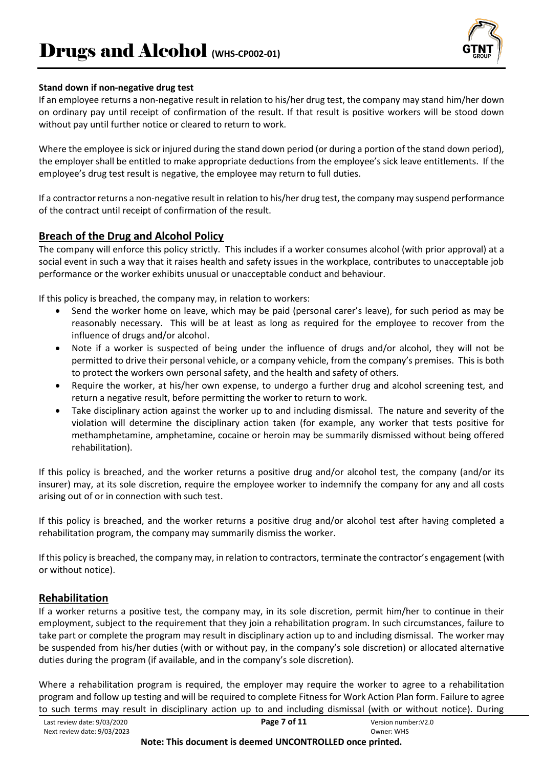**Stand down if non-negative drug test**

If an employee returns a non-negative result in relation to his/her drug test, the company may stand him/her down on ordinary pay until receipt of confirmation of the result. If that result is positive workers will be stood down without pay until further notice or cleared to return to work.

Where the employee is sick or injured during the stand down period (or during a portion of the stand down period), the employer shall be entitled to make appropriate deductions from the employee's sick leave entitlements. If the employee's drug test result is negative, the employee may return to full duties.

If a contractor returns a non-negative result in relation to his/her drug test, the company may suspend performance of the contract until receipt of confirmation of the result.

## Breach of the Drug and Alcohol Policy

The company will enforce this policy strictly. This includes if a worker consumes alcohol (with prior approval) at a social event in such a way that it raises health and safety issues in the workplace, contributes to unacceptable job performance or the worker exhibits unusual or unacceptable conduct and behaviour.

If this policy is breached, the company may, in relation to workers:

- Send the worker home on leave, which may be paid (personal carer's leave), for such period as may be reasonably necessary. This will be at least as long as required for the employee to recover from the influence of drugs and/or alcohol.
- Note if a worker is suspected of being under the influence of drugs and/or alcohol, they will not be permitted to drive their personal vehicle, or a company vehicle, from the company's premises. This is both to protect the workers own personal safety, and the health and safety of others.
- Require the worker, at his/her own expense, to undergo a further drug and alcohol screening test, and return a negative result, before permitting the worker to return to work.
- Take disciplinary action against the worker up to and including dismissal. The nature and severity of the violation will determine the disciplinary action taken (for example, any worker that tests positive for methamphetamine, amphetamine, cocaine or heroin may be summarily dismissed without being offered rehabilitation).

If this policy is breached, and the worker returns a positive drug and/or alcohol test, the company (and/or its insurer) may, at its sole discretion, require the employee worker to indemnify the company for any and all costs arising out of or in connection with such test.

If this policy is breached, and the worker returns a positive drug and/or alcohol test after having completed a rehabilitation program, the company may summarily dismiss the worker.

If this policy is breached, the company may, in relation to contractors, terminate the contractor's engagement (with or without notice).

## Rehabilitation

If a worker returns a positive test, the company may, in its sole discretion, permit him/her to continue in their employment, subject to the requirement that they join a rehabilitation program. In such circumstances, failure to take part or complete the program may result in disciplinary action up to and including dismissal. The worker may be suspended from his/her duties (with or without pay, in the company's sole discretion) or allocated alternative duties during the program (if available, and in the company's sole discretion).

Where a rehabilitation program is required, the employer may require the worker to agree to a rehabilitation program and follow up testing and will be required to complete Fitness for Work Action Plan form. Failure to agree to such terms may result in disciplinary action up to and including dismissal (with or without notice). During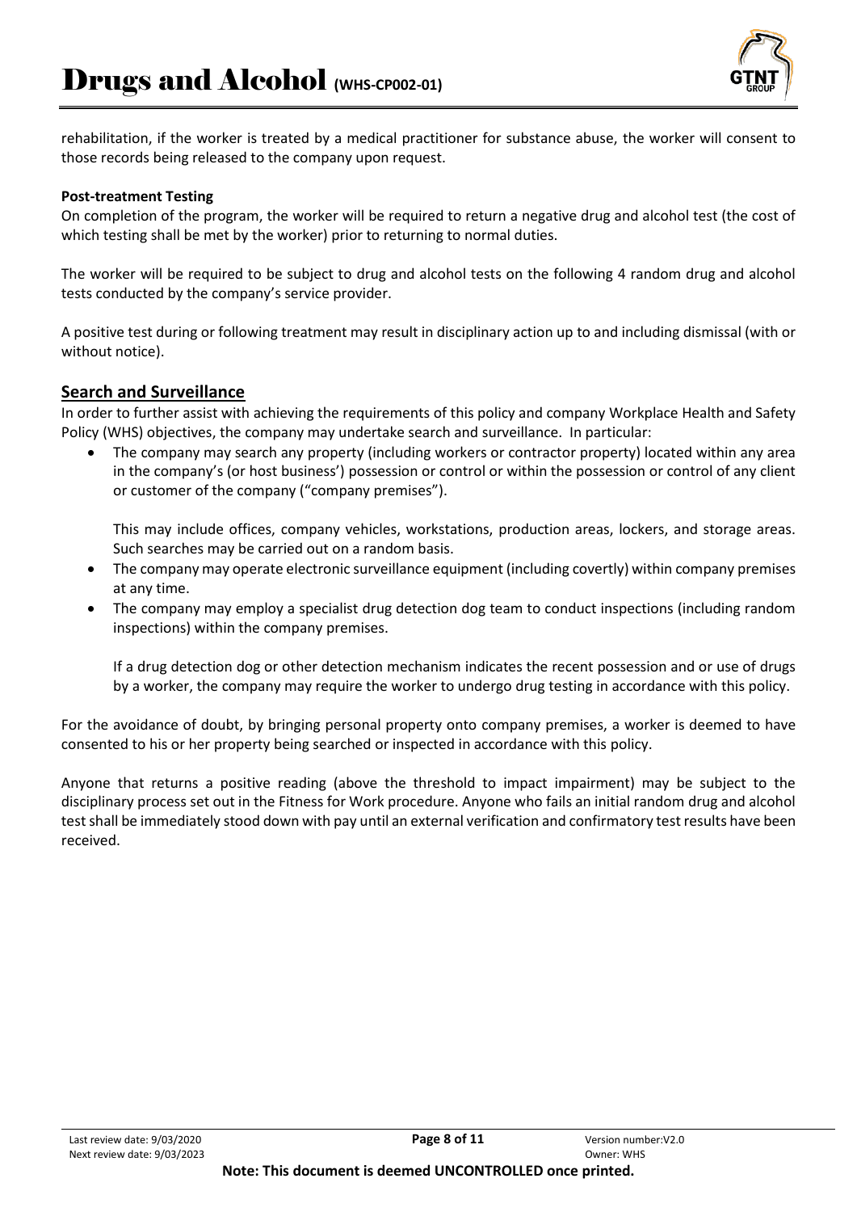rehabilitation, if the worker is treated by a medical practitioner for substance abuse, the worker will consent to those records being released to the company upon request.

**Post-treatment Testing**

On completion of the program, the worker will be required to return a negative drug and alcohol test (the cost of which testing shall be met by the worker) prior to returning to normal duties.

The worker will be required to be subject to drug and alcohol tests on the following 4 random drug and alcohol tests conducted by the company's service provider.

A positive test during or following treatment may result in disciplinary action up to and including dismissal (with or without notice).

## Search and Surveillance

In order to further assist with achieving the requirements of this policy and company Workplace Health and Safety Policy (WHS) objectives, the company may undertake search and surveillance. In particular:

- The company may search any property (including workers or contractor property) located within any area in the company's (or host business') possession or control or within the possession or control of any client or customer of the company ("company premises").

  This may include offices, company vehicles, workstations, production areas, lockers, and storage areas. Such searches may be carried out on a random basis.
- The company may operate electronic surveillance equipment (including covertly) within company premises at any time.
- The company may employ a specialist drug detection dog team to conduct inspections (including random inspections) within the company premises.

  If a drug detection dog or other detection mechanism indicates the recent possession and or use of drugs by a worker, the company may require the worker to undergo drug testing in accordance with this policy.

For the avoidance of doubt, by bringing personal property onto company premises, a worker is deemed to have consented to his or her property being searched or inspected in accordance with this policy.

Anyone that returns a positive reading (above the threshold to impact impairment) may be subject to the disciplinary process set out in the Fitness for Work procedure. Anyone who fails an initial random drug and alcohol test shall be immediately stood down with pay until an external verification and confirmatory test results have been received.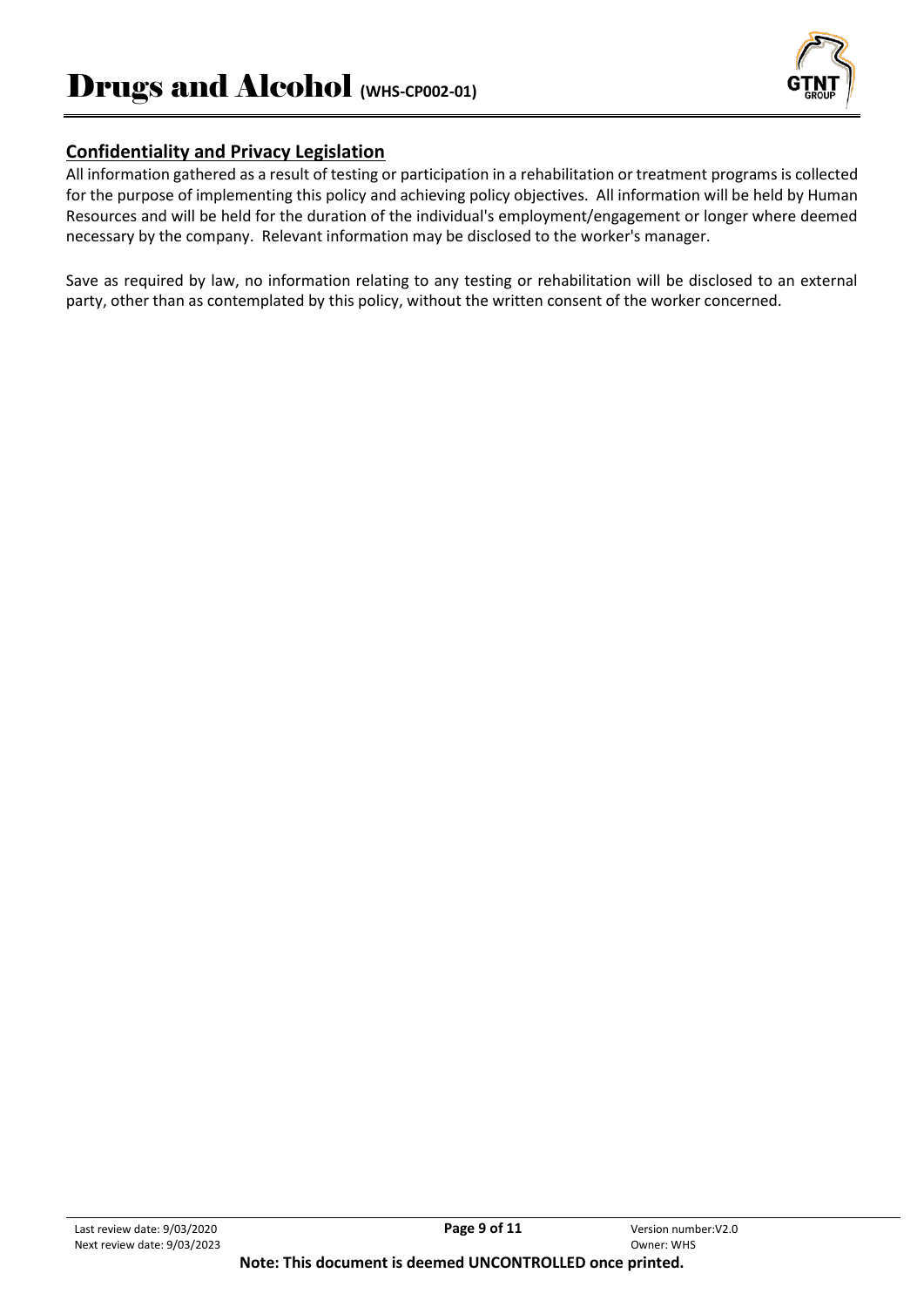## Confidentiality and Privacy Legislation

All information gathered as a result of testing or participation in a rehabilitation or treatment programs is collected for the purpose of implementing this policy and achieving policy objectives. All information will be held by Human Resources and will be held for the duration of the individual's employment/engagement or longer where deemed necessary by the company. Relevant information may be disclosed to the worker's manager.

Save as required by law, no information relating to any testing or rehabilitation will be disclosed to an external party, other than as contemplated by this policy, without the written consent of the worker concerned.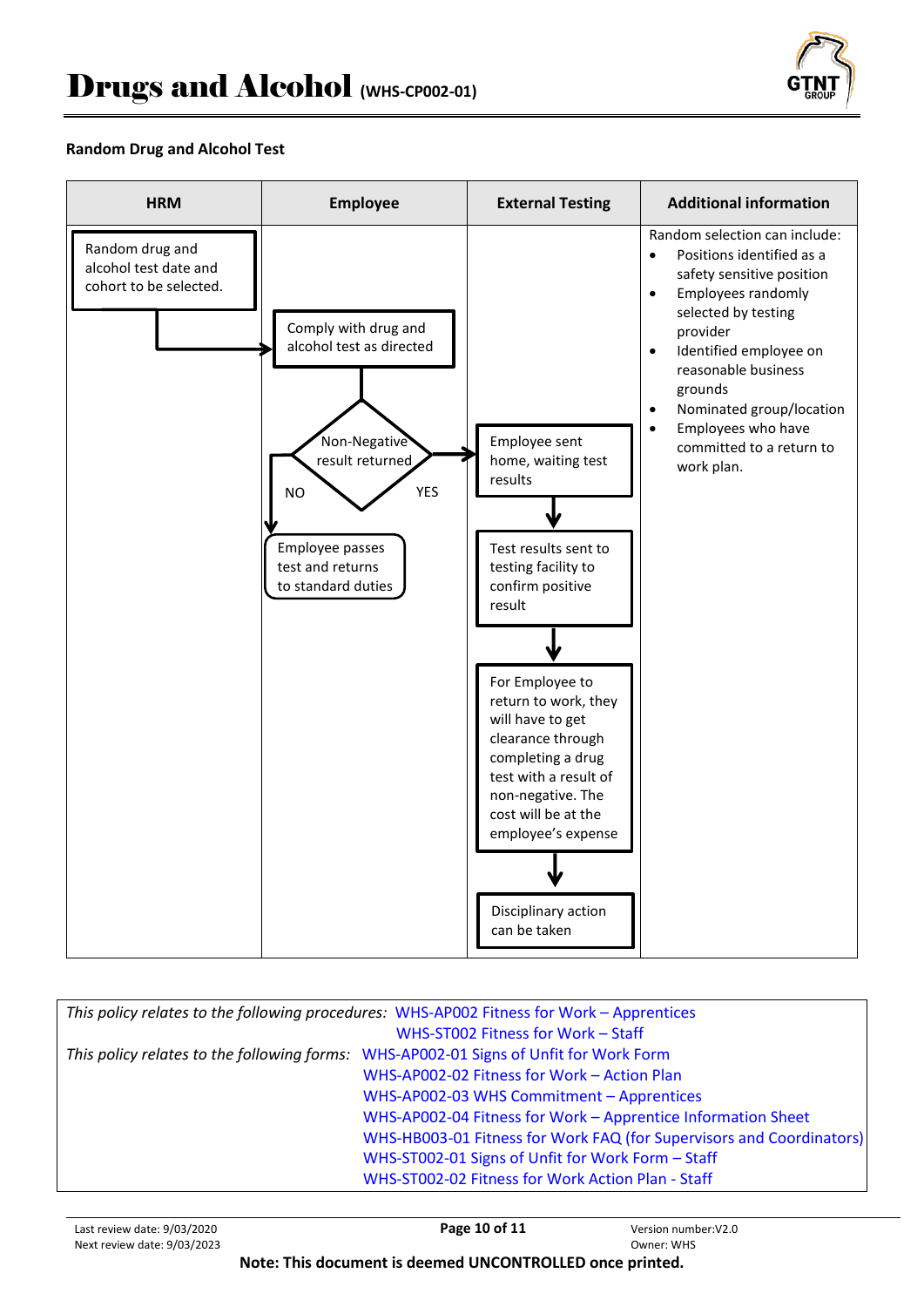# Drugs and Alcohol (WHS-CP002-01)

**Random Drug and Alcohol Test**

| HRM | Employee | External Testing | Additional information |
|---|---|---|---|
| Random drug and alcohol test date and cohort to be selected. → | Comply with drug and alcohol test as directed | | Random selection can include:<br>• Positions identified as a safety sensitive position<br>• Employees randomly selected by testing provider<br>• Identified employee on reasonable business grounds<br>• Nominated group/location<br>• Employees who have committed to a return to work plan. |
| | Non-Negative result returned<br>NO → Employee passes test and returns to standard duties<br>YES → | Employee sent home, waiting test results<br>↓<br>Test results sent to testing facility to confirm positive result<br>↓<br>For Employee to return to work, they will have to get clearance through completing a drug test with a result of non-negative. The cost will be at the employee's expense<br>↓<br>Disciplinary action can be taken | |

*This policy relates to the following procedures:* WHS-AP002 Fitness for Work – Apprentices
WHS-ST002 Fitness for Work – Staff

*This policy relates to the following forms:* WHS-AP002-01 Signs of Unfit for Work Form
WHS-AP002-02 Fitness for Work – Action Plan
WHS-AP002-03 WHS Commitment – Apprentices
WHS-AP002-04 Fitness for Work – Apprentice Information Sheet
WHS-HB003-01 Fitness for Work FAQ (for Supervisors and Coordinators)
WHS-ST002-01 Signs of Unfit for Work Form – Staff
WHS-ST002-02 Fitness for Work Action Plan - Staff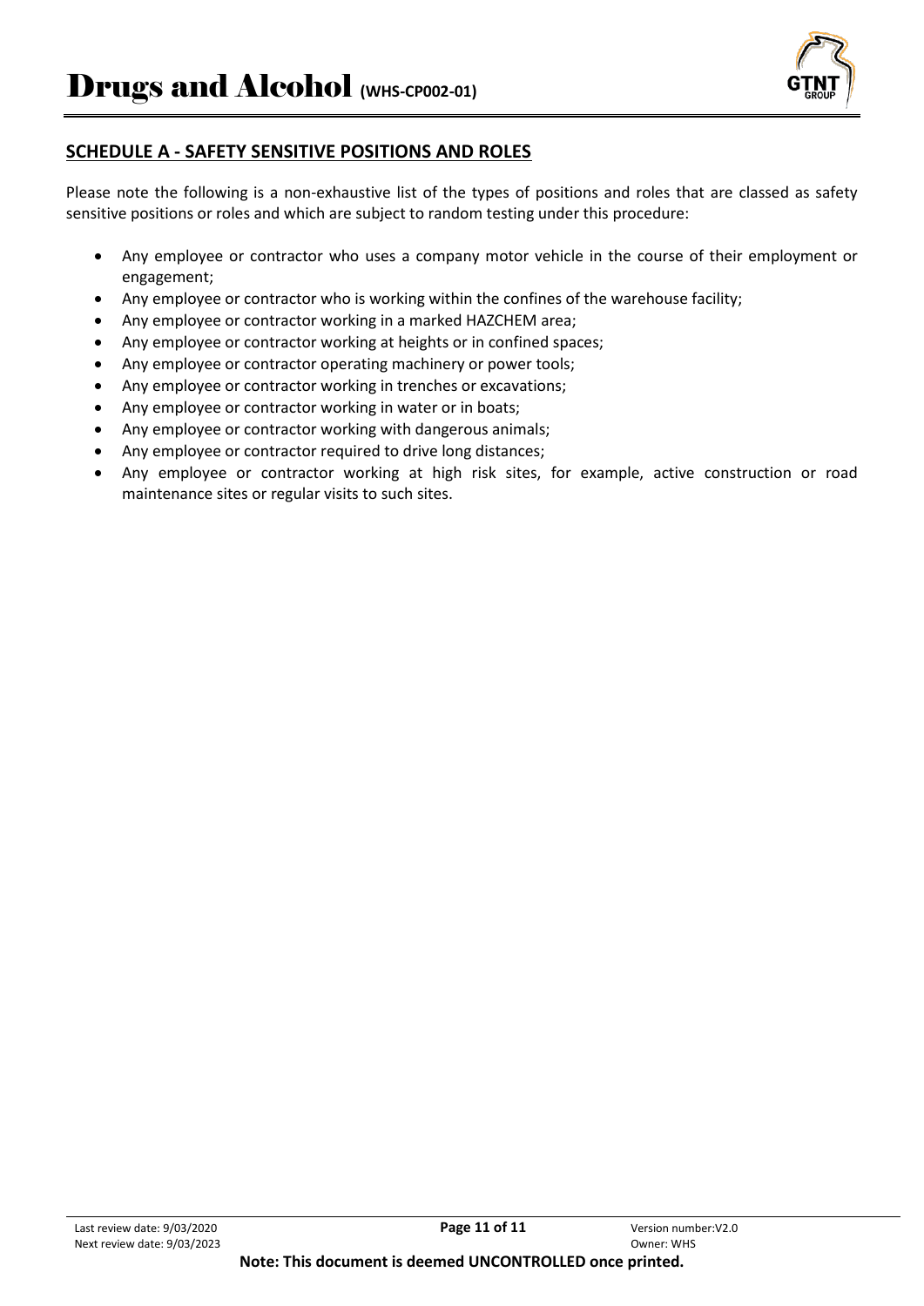## SCHEDULE A - SAFETY SENSITIVE POSITIONS AND ROLES

Please note the following is a non-exhaustive list of the types of positions and roles that are classed as safety sensitive positions or roles and which are subject to random testing under this procedure:

- Any employee or contractor who uses a company motor vehicle in the course of their employment or engagement;
- Any employee or contractor who is working within the confines of the warehouse facility;
- Any employee or contractor working in a marked HAZCHEM area;
- Any employee or contractor working at heights or in confined spaces;
- Any employee or contractor operating machinery or power tools;
- Any employee or contractor working in trenches or excavations;
- Any employee or contractor working in water or in boats;
- Any employee or contractor working with dangerous animals;
- Any employee or contractor required to drive long distances;
- Any employee or contractor working at high risk sites, for example, active construction or road maintenance sites or regular visits to such sites.